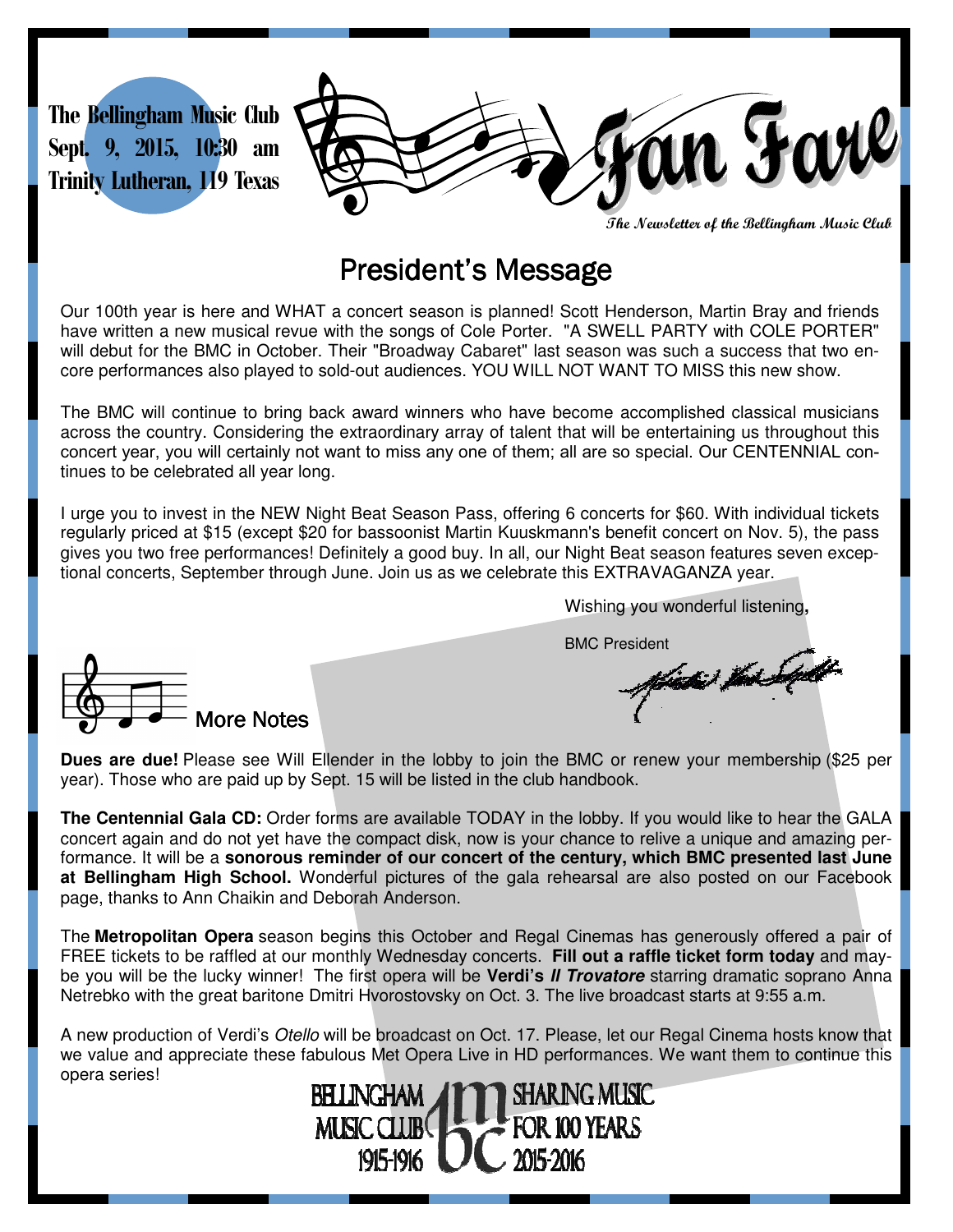The Bellingham Music Club
Sept. 9, 2015, 10:30 am
Trinity Lutheran, 119 Texas

# Fan Fare

*The Newsletter of the Bellingham Music Club*

## President's Message

Our 100th year is here and WHAT a concert season is planned! Scott Henderson, Martin Bray and friends have written a new musical revue with the songs of Cole Porter. "A SWELL PARTY with COLE PORTER" will debut for the BMC in October. Their "Broadway Cabaret" last season was such a success that two encore performances also played to sold-out audiences. YOU WILL NOT WANT TO MISS this new show.

The BMC will continue to bring back award winners who have become accomplished classical musicians across the country. Considering the extraordinary array of talent that will be entertaining us throughout this concert year, you will certainly not want to miss any one of them; all are so special. Our CENTENNIAL continues to be celebrated all year long.

I urge you to invest in the NEW Night Beat Season Pass, offering 6 concerts for $60. With individual tickets regularly priced at $15 (except $20 for bassoonist Martin Kuuskmann's benefit concert on Nov. 5), the pass gives you two free performances! Definitely a good buy. In all, our Night Beat season features seven exceptional concerts, September through June. Join us as we celebrate this EXTRAVAGANZA year.

Wishing you wonderful listening,

BMC President

## More Notes

**Dues are due!** Please see Will Ellender in the lobby to join the BMC or renew your membership ($25 per year). Those who are paid up by Sept. 15 will be listed in the club handbook.

**The Centennial Gala CD:** Order forms are available TODAY in the lobby. If you would like to hear the GALA concert again and do not yet have the compact disk, now is your chance to relive a unique and amazing performance. It will be a **sonorous reminder of our concert of the century, which BMC presented last June at Bellingham High School.** Wonderful pictures of the gala rehearsal are also posted on our Facebook page, thanks to Ann Chaikin and Deborah Anderson.

The **Metropolitan Opera** season begins this October and Regal Cinemas has generously offered a pair of FREE tickets to be raffled at our monthly Wednesday concerts. **Fill out a raffle ticket form today** and maybe you will be the lucky winner! The first opera will be **Verdi's *Il Trovatore*** starring dramatic soprano Anna Netrebko with the great baritone Dmitri Hvorostovsky on Oct. 3. The live broadcast starts at 9:55 a.m.

A new production of Verdi's *Otello* will be broadcast on Oct. 17. Please, let our Regal Cinema hosts know that we value and appreciate these fabulous Met Opera Live in HD performances. We want them to continue this opera series!

BELLINGHAM MUSIC CLUB 1915-1916 — SHARING MUSIC FOR 100 YEARS 2015-2016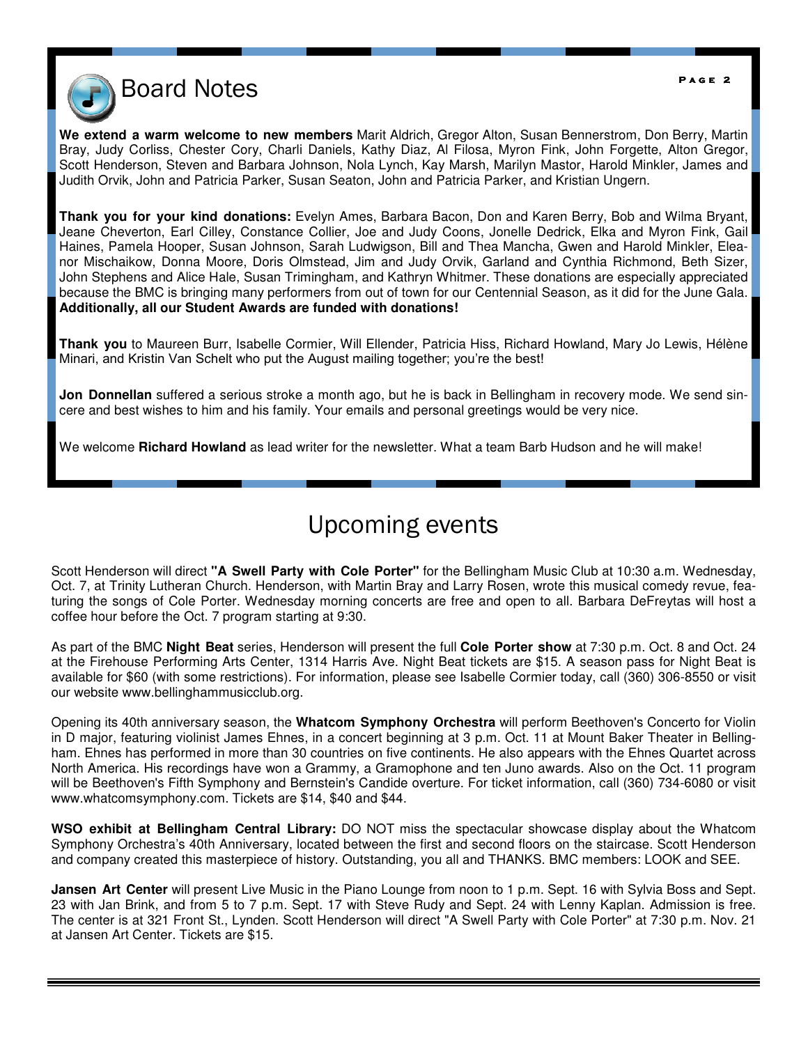# Board Notes

**We extend a warm welcome to new members** Marit Aldrich, Gregor Alton, Susan Bennerstrom, Don Berry, Martin Bray, Judy Corliss, Chester Cory, Charli Daniels, Kathy Diaz, Al Filosa, Myron Fink, John Forgette, Alton Gregor, Scott Henderson, Steven and Barbara Johnson, Nola Lynch, Kay Marsh, Marilyn Mastor, Harold Minkler, James and Judith Orvik, John and Patricia Parker, Susan Seaton, John and Patricia Parker, and Kristian Ungern.

**Thank you for your kind donations:** Evelyn Ames, Barbara Bacon, Don and Karen Berry, Bob and Wilma Bryant, Jeane Cheverton, Earl Cilley, Constance Collier, Joe and Judy Coons, Jonelle Dedrick, Elka and Myron Fink, Gail Haines, Pamela Hooper, Susan Johnson, Sarah Ludwigson, Bill and Thea Mancha, Gwen and Harold Minkler, Eleanor Mischaikow, Donna Moore, Doris Olmstead, Jim and Judy Orvik, Garland and Cynthia Richmond, Beth Sizer, John Stephens and Alice Hale, Susan Trimingham, and Kathryn Whitmer. These donations are especially appreciated because the BMC is bringing many performers from out of town for our Centennial Season, as it did for the June Gala. **Additionally, all our Student Awards are funded with donations!**

**Thank you** to Maureen Burr, Isabelle Cormier, Will Ellender, Patricia Hiss, Richard Howland, Mary Jo Lewis, Hélène Minari, and Kristin Van Schelt who put the August mailing together; you're the best!

**Jon Donnellan** suffered a serious stroke a month ago, but he is back in Bellingham in recovery mode. We send sincere and best wishes to him and his family. Your emails and personal greetings would be very nice.

We welcome **Richard Howland** as lead writer for the newsletter. What a team Barb Hudson and he will make!

# Upcoming events

Scott Henderson will direct **"A Swell Party with Cole Porter"** for the Bellingham Music Club at 10:30 a.m. Wednesday, Oct. 7, at Trinity Lutheran Church. Henderson, with Martin Bray and Larry Rosen, wrote this musical comedy revue, featuring the songs of Cole Porter. Wednesday morning concerts are free and open to all. Barbara DeFreytas will host a coffee hour before the Oct. 7 program starting at 9:30.

As part of the BMC **Night Beat** series, Henderson will present the full **Cole Porter show** at 7:30 p.m. Oct. 8 and Oct. 24 at the Firehouse Performing Arts Center, 1314 Harris Ave. Night Beat tickets are $15. A season pass for Night Beat is available for $60 (with some restrictions). For information, please see Isabelle Cormier today, call (360) 306-8550 or visit our website www.bellinghammusicclub.org.

Opening its 40th anniversary season, the **Whatcom Symphony Orchestra** will perform Beethoven's Concerto for Violin in D major, featuring violinist James Ehnes, in a concert beginning at 3 p.m. Oct. 11 at Mount Baker Theater in Bellingham. Ehnes has performed in more than 30 countries on five continents. He also appears with the Ehnes Quartet across North America. His recordings have won a Grammy, a Gramophone and ten Juno awards. Also on the Oct. 11 program will be Beethoven's Fifth Symphony and Bernstein's Candide overture. For ticket information, call (360) 734-6080 or visit www.whatcomsymphony.com. Tickets are $14, $40 and $44.

**WSO exhibit at Bellingham Central Library:** DO NOT miss the spectacular showcase display about the Whatcom Symphony Orchestra's 40th Anniversary, located between the first and second floors on the staircase. Scott Henderson and company created this masterpiece of history. Outstanding, you all and THANKS. BMC members: LOOK and SEE.

**Jansen Art Center** will present Live Music in the Piano Lounge from noon to 1 p.m. Sept. 16 with Sylvia Boss and Sept. 23 with Jan Brink, and from 5 to 7 p.m. Sept. 17 with Steve Rudy and Sept. 24 with Lenny Kaplan. Admission is free. The center is at 321 Front St., Lynden. Scott Henderson will direct "A Swell Party with Cole Porter" at 7:30 p.m. Nov. 21 at Jansen Art Center. Tickets are $15.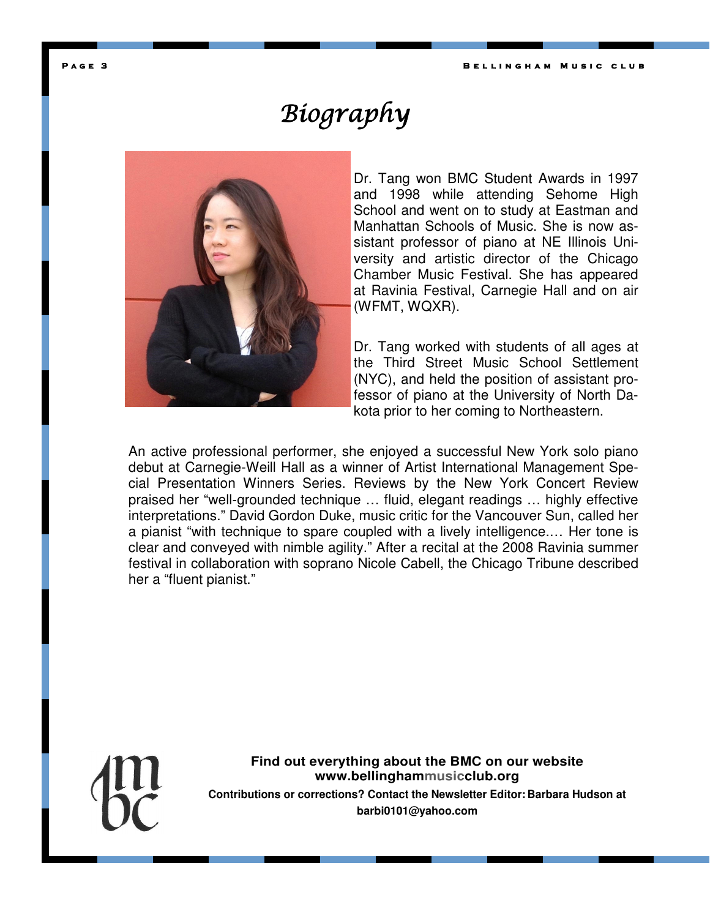# *Biography*

Dr. Tang won BMC Student Awards in 1997 and 1998 while attending Sehome High School and went on to study at Eastman and Manhattan Schools of Music. She is now assistant professor of piano at NE Illinois University and artistic director of the Chicago Chamber Music Festival. She has appeared at Ravinia Festival, Carnegie Hall and on air (WFMT, WQXR).

Dr. Tang worked with students of all ages at the Third Street Music School Settlement (NYC), and held the position of assistant professor of piano at the University of North Dakota prior to her coming to Northeastern.

An active professional performer, she enjoyed a successful New York solo piano debut at Carnegie-Weill Hall as a winner of Artist International Management Special Presentation Winners Series. Reviews by the New York Concert Review praised her "well-grounded technique … fluid, elegant readings … highly effective interpretations." David Gordon Duke, music critic for the Vancouver Sun, called her a pianist "with technique to spare coupled with a lively intelligence.… Her tone is clear and conveyed with nimble agility." After a recital at the 2008 Ravinia summer festival in collaboration with soprano Nicole Cabell, the Chicago Tribune described her a "fluent pianist."

**Find out everything about the BMC on our website**
**www.bellinghammusicclub.org**

**Contributions or corrections? Contact the Newsletter Editor: Barbara Hudson at barbi0101@yahoo.com**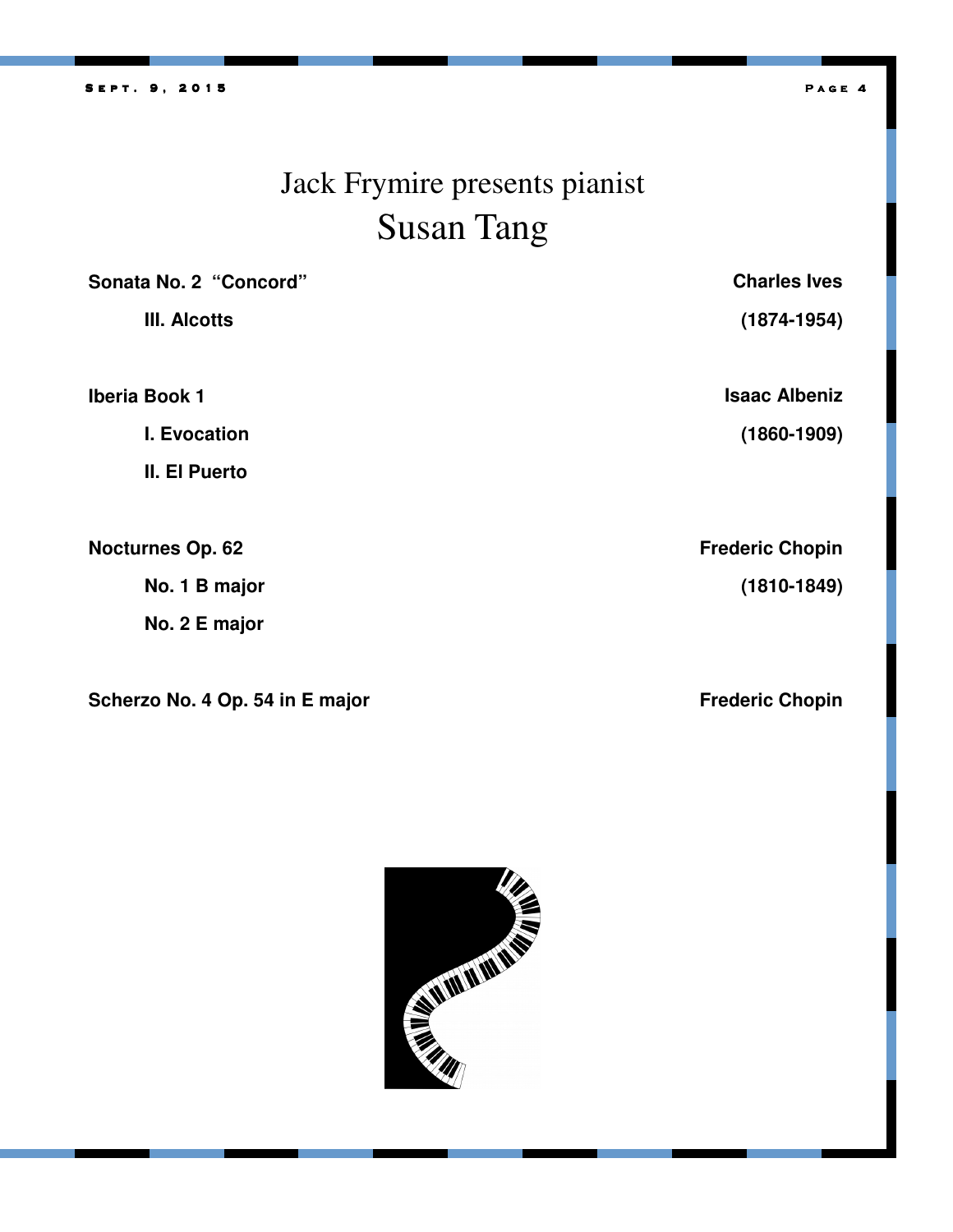# Jack Frymire presents pianist

# Susan Tang

| | |
|---|---|
| **Sonata No. 2 "Concord"** | **Charles Ives** |
| **III. Alcotts** | **(1874-1954)** |
| | |
| **Iberia Book 1** | **Isaac Albeniz** |
| **I. Evocation** | **(1860-1909)** |
| **II. El Puerto** | |
| | |
| **Nocturnes Op. 62** | **Frederic Chopin** |
| **No. 1 B major** | **(1810-1849)** |
| **No. 2 E major** | |
| | |
| **Scherzo No. 4 Op. 54 in E major** | **Frederic Chopin** |